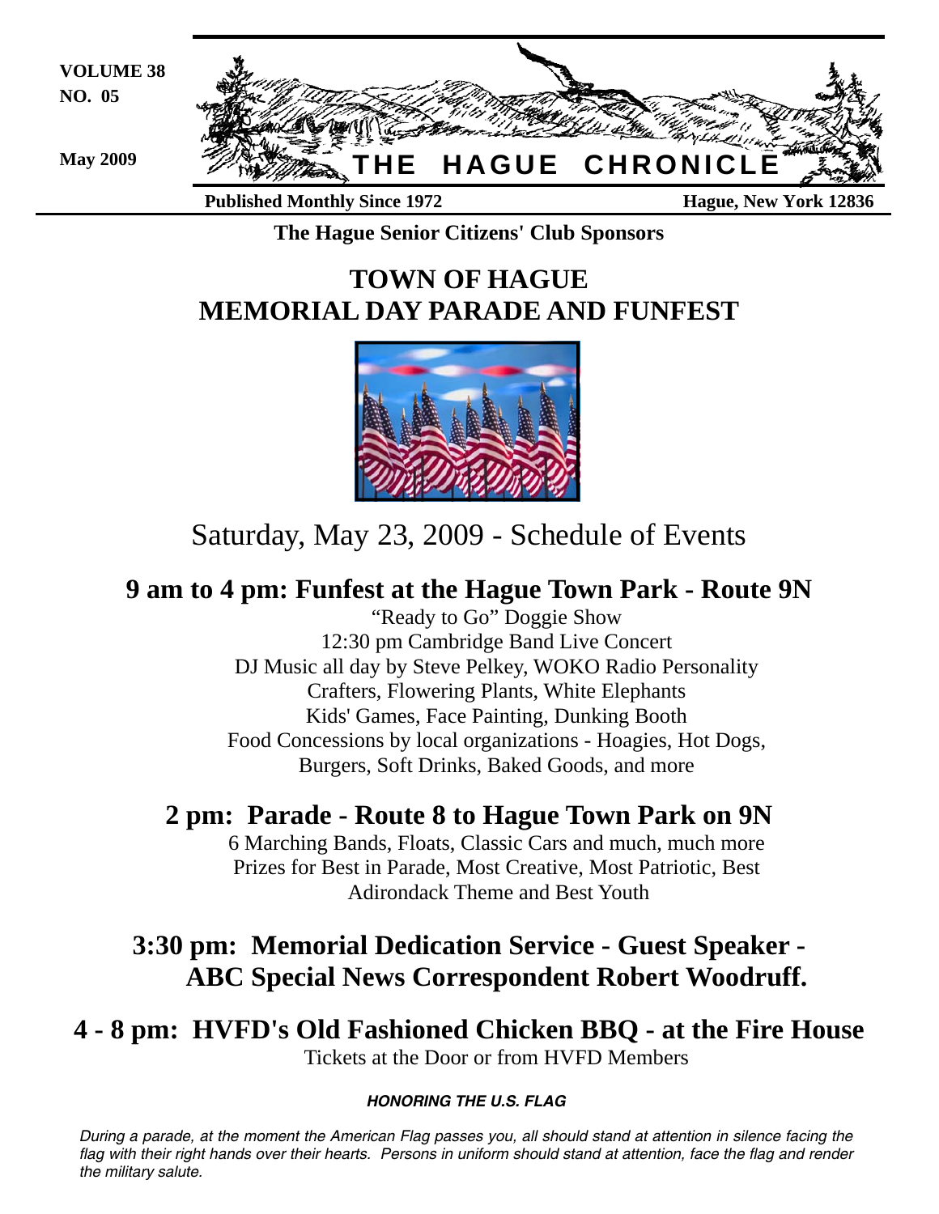VOLUME 38
NO. 05

May 2009

# THE HAGUE CHRONICLE

**Published Monthly Since 1972** **Hague, New York 12836**

**The Hague Senior Citizens' Club Sponsors**

# TOWN OF HAGUE
# MEMORIAL DAY PARADE AND FUNFEST

Saturday, May 23, 2009 - Schedule of Events

## 9 am to 4 pm: Funfest at the Hague Town Park - Route 9N

"Ready to Go" Doggie Show
12:30 pm Cambridge Band Live Concert
DJ Music all day by Steve Pelkey, WOKO Radio Personality
Crafters, Flowering Plants, White Elephants
Kids' Games, Face Painting, Dunking Booth
Food Concessions by local organizations - Hoagies, Hot Dogs, Burgers, Soft Drinks, Baked Goods, and more

## 2 pm: Parade - Route 8 to Hague Town Park on 9N

6 Marching Bands, Floats, Classic Cars and much, much more
Prizes for Best in Parade, Most Creative, Most Patriotic, Best Adirondack Theme and Best Youth

## 3:30 pm: Memorial Dedication Service - Guest Speaker - ABC Special News Correspondent Robert Woodruff.

## 4 - 8 pm: HVFD's Old Fashioned Chicken BBQ - at the Fire House

Tickets at the Door or from HVFD Members

***HONORING THE U.S. FLAG***

*During a parade, at the moment the American Flag passes you, all should stand at attention in silence facing the flag with their right hands over their hearts. Persons in uniform should stand at attention, face the flag and render the military salute.*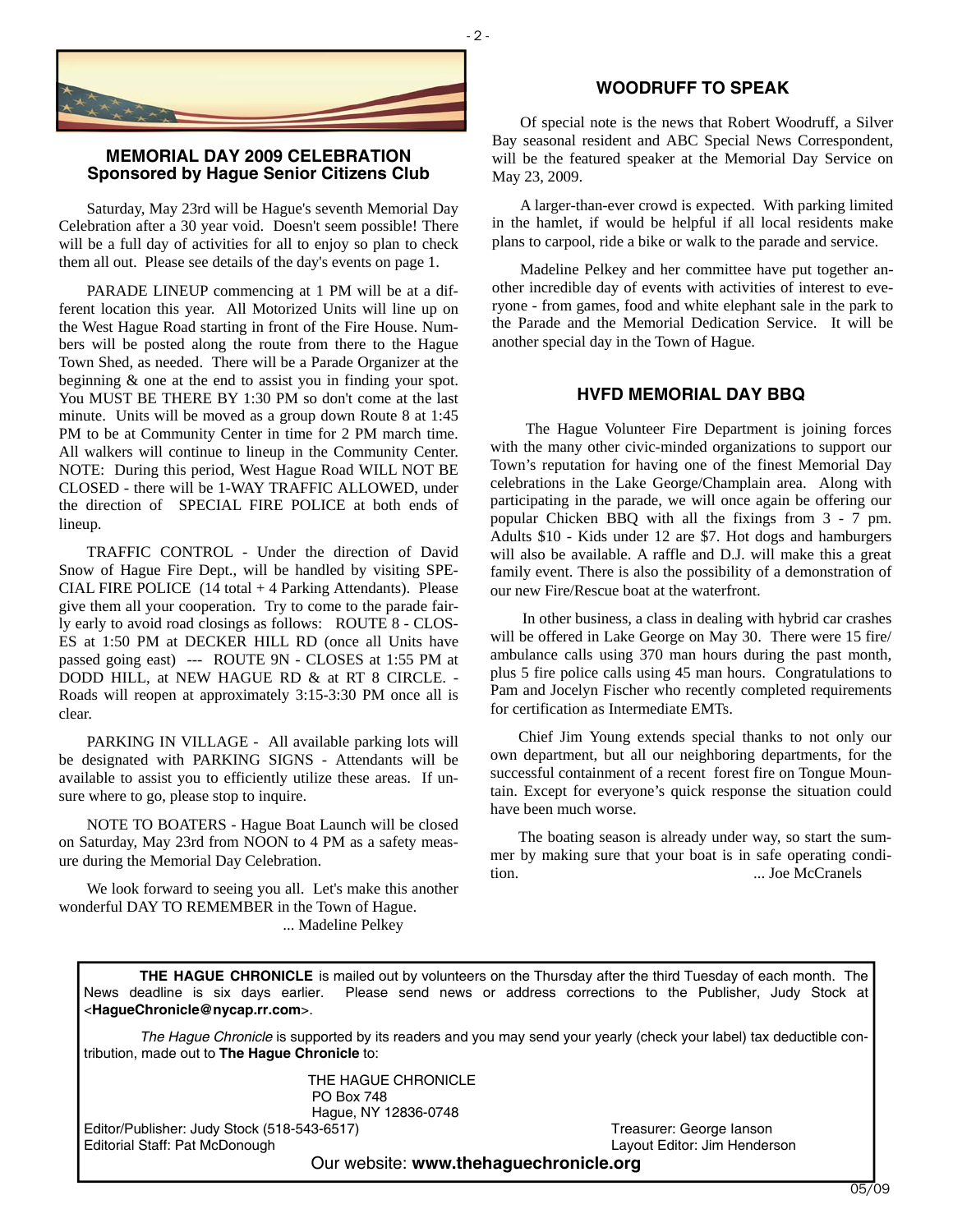## MEMORIAL DAY 2009 CELEBRATION
### Sponsored by Hague Senior Citizens Club

Saturday, May 23rd will be Hague's seventh Memorial Day Celebration after a 30 year void. Doesn't seem possible! There will be a full day of activities for all to enjoy so plan to check them all out. Please see details of the day's events on page 1.

PARADE LINEUP commencing at 1 PM will be at a different location this year. All Motorized Units will line up on the West Hague Road starting in front of the Fire House. Numbers will be posted along the route from there to the Hague Town Shed, as needed. There will be a Parade Organizer at the beginning & one at the end to assist you in finding your spot. You MUST BE THERE BY 1:30 PM so don't come at the last minute. Units will be moved as a group down Route 8 at 1:45 PM to be at Community Center in time for 2 PM march time. All walkers will continue to lineup in the Community Center. NOTE: During this period, West Hague Road WILL NOT BE CLOSED - there will be 1-WAY TRAFFIC ALLOWED, under the direction of SPECIAL FIRE POLICE at both ends of lineup.

TRAFFIC CONTROL - Under the direction of David Snow of Hague Fire Dept., will be handled by visiting SPECIAL FIRE POLICE (14 total + 4 Parking Attendants). Please give them all your cooperation. Try to come to the parade fairly early to avoid road closings as follows: ROUTE 8 - CLOSES at 1:50 PM at DECKER HILL RD (once all Units have passed going east) --- ROUTE 9N - CLOSES at 1:55 PM at DODD HILL, at NEW HAGUE RD & at RT 8 CIRCLE. - Roads will reopen at approximately 3:15-3:30 PM once all is clear.

PARKING IN VILLAGE - All available parking lots will be designated with PARKING SIGNS - Attendants will be available to assist you to efficiently utilize these areas. If unsure where to go, please stop to inquire.

NOTE TO BOATERS - Hague Boat Launch will be closed on Saturday, May 23rd from NOON to 4 PM as a safety measure during the Memorial Day Celebration.

We look forward to seeing you all. Let's make this another wonderful DAY TO REMEMBER in the Town of Hague.

... Madeline Pelkey

## WOODRUFF TO SPEAK

Of special note is the news that Robert Woodruff, a Silver Bay seasonal resident and ABC Special News Correspondent, will be the featured speaker at the Memorial Day Service on May 23, 2009.

A larger-than-ever crowd is expected. With parking limited in the hamlet, if would be helpful if all local residents make plans to carpool, ride a bike or walk to the parade and service.

Madeline Pelkey and her committee have put together another incredible day of events with activities of interest to everyone - from games, food and white elephant sale in the park to the Parade and the Memorial Dedication Service. It will be another special day in the Town of Hague.

## HVFD MEMORIAL DAY BBQ

The Hague Volunteer Fire Department is joining forces with the many other civic-minded organizations to support our Town's reputation for having one of the finest Memorial Day celebrations in the Lake George/Champlain area. Along with participating in the parade, we will once again be offering our popular Chicken BBQ with all the fixings from 3 - 7 pm. Adults $10 - Kids under 12 are $7. Hot dogs and hamburgers will also be available. A raffle and D.J. will make this a great family event. There is also the possibility of a demonstration of our new Fire/Rescue boat at the waterfront.

In other business, a class in dealing with hybrid car crashes will be offered in Lake George on May 30. There were 15 fire/ambulance calls using 370 man hours during the past month, plus 5 fire police calls using 45 man hours. Congratulations to Pam and Jocelyn Fischer who recently completed requirements for certification as Intermediate EMTs.

Chief Jim Young extends special thanks to not only our own department, but all our neighboring departments, for the successful containment of a recent forest fire on Tongue Mountain. Except for everyone's quick response the situation could have been much worse.

The boating season is already under way, so start the summer by making sure that your boat is in safe operating condition.

... Joe McCranels

---

**THE HAGUE CHRONICLE** is mailed out by volunteers on the Thursday after the third Tuesday of each month. The News deadline is six days earlier. Please send news or address corrections to the Publisher, Judy Stock at <**HagueChronicle@nycap.rr.com**>.

*The Hague Chronicle* is supported by its readers and you may send your yearly (check your label) tax deductible contribution, made out to **The Hague Chronicle** to:

THE HAGUE CHRONICLE
PO Box 748
Hague, NY 12836-0748

Editor/Publisher: Judy Stock (518-543-6517)
Treasurer: George Ianson
Editorial Staff: Pat McDonough
Layout Editor: Jim Henderson

Our website: **www.thehaguechronicle.org**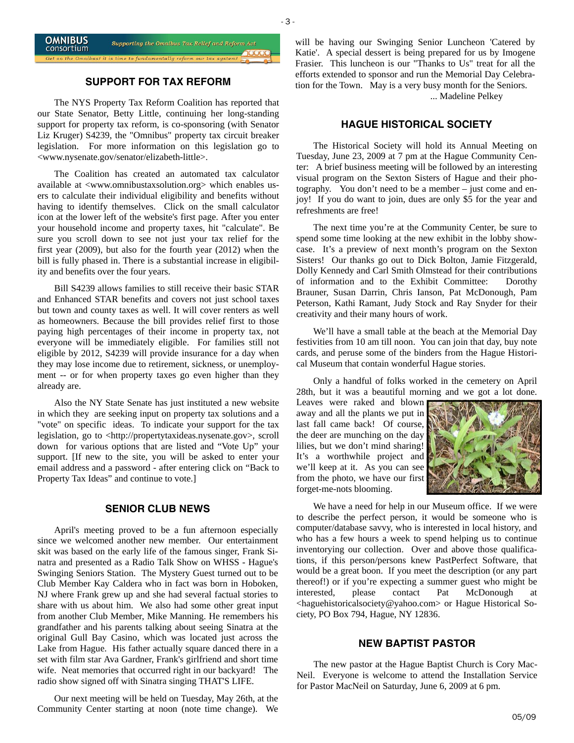OMNIBUS consortium — Supporting the Omnibus Tax Relief and Reform Act — Get on the Omnibus! it is time to fundamentally reform our tax system!

## SUPPORT FOR TAX REFORM

The NYS Property Tax Reform Coalition has reported that our State Senator, Betty Little, continuing her long-standing support for property tax reform, is co-sponsoring (with Senator Liz Kruger) S4239, the "Omnibus" property tax circuit breaker legislation. For more information on this legislation go to <www.nysenate.gov/senator/elizabeth-little>.

The Coalition has created an automated tax calculator available at <www.omnibustaxsolution.org> which enables users to calculate their individual eligibility and benefits without having to identify themselves. Click on the small calculator icon at the lower left of the website's first page. After you enter your household income and property taxes, hit "calculate". Be sure you scroll down to see not just your tax relief for the first year (2009), but also for the fourth year (2012) when the bill is fully phased in. There is a substantial increase in eligibility and benefits over the four years.

Bill S4239 allows families to still receive their basic STAR and Enhanced STAR benefits and covers not just school taxes but town and county taxes as well. It will cover renters as well as homeowners. Because the bill provides relief first to those paying high percentages of their income in property tax, not everyone will be immediately eligible. For families still not eligible by 2012, S4239 will provide insurance for a day when they may lose income due to retirement, sickness, or unemployment -- or for when property taxes go even higher than they already are.

Also the NY State Senate has just instituted a new website in which they are seeking input on property tax solutions and a "vote" on specific ideas. To indicate your support for the tax legislation, go to <http://propertytaxideas.nysenate.gov>, scroll down for various options that are listed and "Vote Up" your support. [If new to the site, you will be asked to enter your email address and a password - after entering click on "Back to Property Tax Ideas" and continue to vote.]

## SENIOR CLUB NEWS

April's meeting proved to be a fun afternoon especially since we welcomed another new member. Our entertainment skit was based on the early life of the famous singer, Frank Sinatra and presented as a Radio Talk Show on WHSS - Hague's Swinging Seniors Station. The Mystery Guest turned out to be Club Member Kay Caldera who in fact was born in Hoboken, NJ where Frank grew up and she had several factual stories to share with us about him. We also had some other great input from another Club Member, Mike Manning. He remembers his grandfather and his parents talking about seeing Sinatra at the original Gull Bay Casino, which was located just across the Lake from Hague. His father actually square danced there in a set with film star Ava Gardner, Frank's girlfriend and short time wife. Neat memories that occurred right in our backyard! The radio show signed off with Sinatra singing THAT'S LIFE.

Our next meeting will be held on Tuesday, May 26th, at the Community Center starting at noon (note time change). We will be having our Swinging Senior Luncheon 'Catered by Katie'. A special dessert is being prepared for us by Imogene Frasier. This luncheon is our "Thanks to Us" treat for all the efforts extended to sponsor and run the Memorial Day Celebration for the Town. May is a very busy month for the Seniors.

... Madeline Pelkey

## HAGUE HISTORICAL SOCIETY

The Historical Society will hold its Annual Meeting on Tuesday, June 23, 2009 at 7 pm at the Hague Community Center: A brief business meeting will be followed by an interesting visual program on the Sexton Sisters of Hague and their photography. You don't need to be a member – just come and enjoy! If you do want to join, dues are only $5 for the year and refreshments are free!

The next time you're at the Community Center, be sure to spend some time looking at the new exhibit in the lobby showcase. It's a preview of next month's program on the Sexton Sisters! Our thanks go out to Dick Bolton, Jamie Fitzgerald, Dolly Kennedy and Carl Smith Olmstead for their contributions of information and to the Exhibit Committee: Dorothy Brauner, Susan Darrin, Chris Ianson, Pat McDonough, Pam Peterson, Kathi Ramant, Judy Stock and Ray Snyder for their creativity and their many hours of work.

We'll have a small table at the beach at the Memorial Day festivities from 10 am till noon. You can join that day, buy note cards, and peruse some of the binders from the Hague Historical Museum that contain wonderful Hague stories.

Only a handful of folks worked in the cemetery on April 28th, but it was a beautiful morning and we got a lot done. Leaves were raked and blown away and all the plants we put in last fall came back! Of course, the deer are munching on the day lilies, but we don't mind sharing! It's a worthwhile project and we'll keep at it. As you can see from the photo, we have our first forget-me-nots blooming.

We have a need for help in our Museum office. If we were to describe the perfect person, it would be someone who is computer/database savvy, who is interested in local history, and who has a few hours a week to spend helping us to continue inventorying our collection. Over and above those qualifications, if this person/persons knew PastPerfect Software, that would be a great boon. If you meet the description (or any part thereof!) or if you're expecting a summer guest who might be interested, please contact Pat McDonough at <haguehistoricalsociety@yahoo.com> or Hague Historical Society, PO Box 794, Hague, NY 12836.

## NEW BAPTIST PASTOR

The new pastor at the Hague Baptist Church is Cory MacNeil. Everyone is welcome to attend the Installation Service for Pastor MacNeil on Saturday, June 6, 2009 at 6 pm.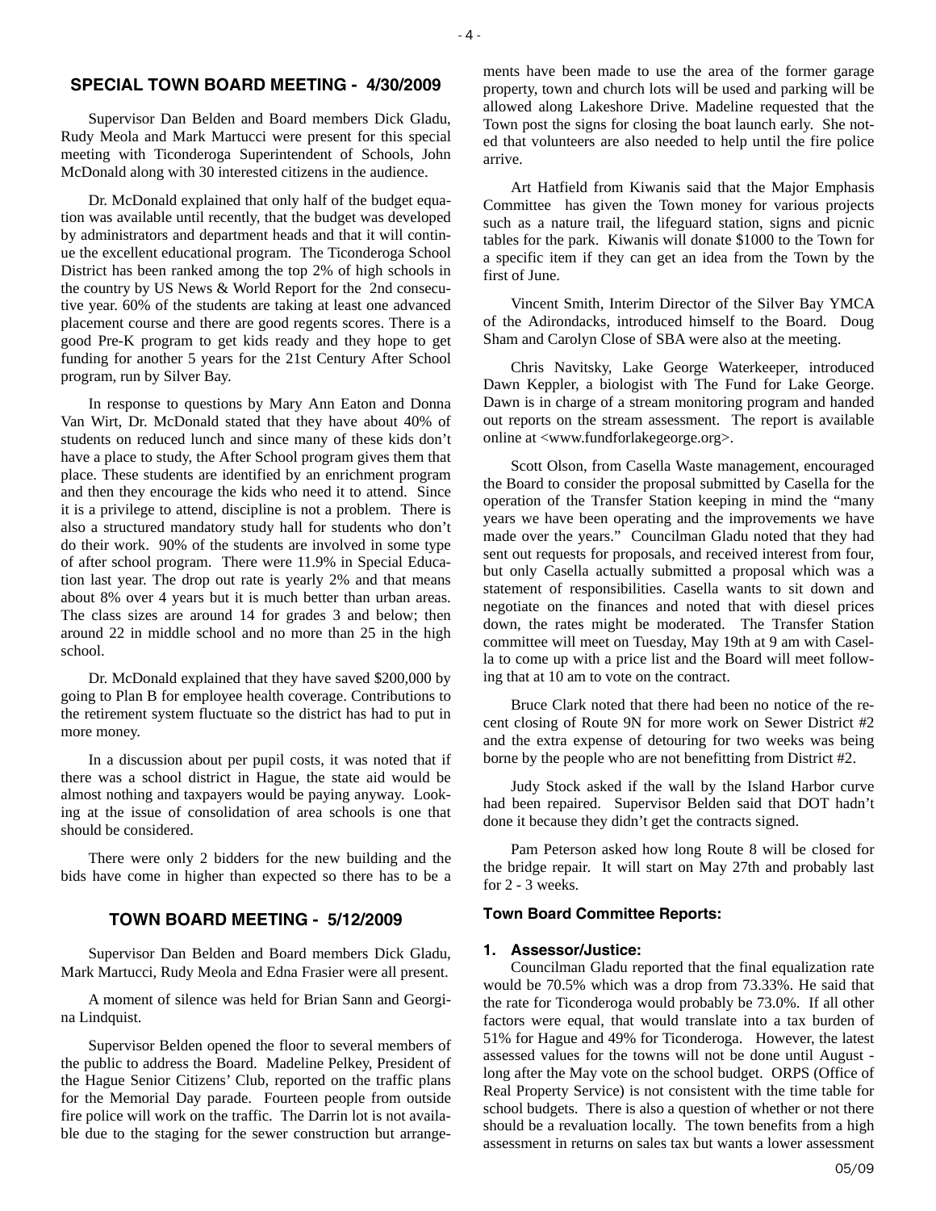## SPECIAL TOWN BOARD MEETING - 4/30/2009

Supervisor Dan Belden and Board members Dick Gladu, Rudy Meola and Mark Martucci were present for this special meeting with Ticonderoga Superintendent of Schools, John McDonald along with 30 interested citizens in the audience.

Dr. McDonald explained that only half of the budget equation was available until recently, that the budget was developed by administrators and department heads and that it will continue the excellent educational program. The Ticonderoga School District has been ranked among the top 2% of high schools in the country by US News & World Report for the 2nd consecutive year. 60% of the students are taking at least one advanced placement course and there are good regents scores. There is a good Pre-K program to get kids ready and they hope to get funding for another 5 years for the 21st Century After School program, run by Silver Bay.

In response to questions by Mary Ann Eaton and Donna Van Wirt, Dr. McDonald stated that they have about 40% of students on reduced lunch and since many of these kids don't have a place to study, the After School program gives them that place. These students are identified by an enrichment program and then they encourage the kids who need it to attend. Since it is a privilege to attend, discipline is not a problem. There is also a structured mandatory study hall for students who don't do their work. 90% of the students are involved in some type of after school program. There were 11.9% in Special Education last year. The drop out rate is yearly 2% and that means about 8% over 4 years but it is much better than urban areas. The class sizes are around 14 for grades 3 and below; then around 22 in middle school and no more than 25 in the high school.

Dr. McDonald explained that they have saved $200,000 by going to Plan B for employee health coverage. Contributions to the retirement system fluctuate so the district has had to put in more money.

In a discussion about per pupil costs, it was noted that if there was a school district in Hague, the state aid would be almost nothing and taxpayers would be paying anyway. Looking at the issue of consolidation of area schools is one that should be considered.

There were only 2 bidders for the new building and the bids have come in higher than expected so there has to be a

## TOWN BOARD MEETING - 5/12/2009

Supervisor Dan Belden and Board members Dick Gladu, Mark Martucci, Rudy Meola and Edna Frasier were all present.

A moment of silence was held for Brian Sann and Georgina Lindquist.

Supervisor Belden opened the floor to several members of the public to address the Board. Madeline Pelkey, President of the Hague Senior Citizens' Club, reported on the traffic plans for the Memorial Day parade. Fourteen people from outside fire police will work on the traffic. The Darrin lot is not available due to the staging for the sewer construction but arrangements have been made to use the area of the former garage property, town and church lots will be used and parking will be allowed along Lakeshore Drive. Madeline requested that the Town post the signs for closing the boat launch early. She noted that volunteers are also needed to help until the fire police arrive.

Art Hatfield from Kiwanis said that the Major Emphasis Committee has given the Town money for various projects such as a nature trail, the lifeguard station, signs and picnic tables for the park. Kiwanis will donate $1000 to the Town for a specific item if they can get an idea from the Town by the first of June.

Vincent Smith, Interim Director of the Silver Bay YMCA of the Adirondacks, introduced himself to the Board. Doug Sham and Carolyn Close of SBA were also at the meeting.

Chris Navitsky, Lake George Waterkeeper, introduced Dawn Keppler, a biologist with The Fund for Lake George. Dawn is in charge of a stream monitoring program and handed out reports on the stream assessment. The report is available online at <www.fundforlakegeorge.org>.

Scott Olson, from Casella Waste management, encouraged the Board to consider the proposal submitted by Casella for the operation of the Transfer Station keeping in mind the "many years we have been operating and the improvements we have made over the years." Councilman Gladu noted that they had sent out requests for proposals, and received interest from four, but only Casella actually submitted a proposal which was a statement of responsibilities. Casella wants to sit down and negotiate on the finances and noted that with diesel prices down, the rates might be moderated. The Transfer Station committee will meet on Tuesday, May 19th at 9 am with Casella to come up with a price list and the Board will meet following that at 10 am to vote on the contract.

Bruce Clark noted that there had been no notice of the recent closing of Route 9N for more work on Sewer District #2 and the extra expense of detouring for two weeks was being borne by the people who are not benefitting from District #2.

Judy Stock asked if the wall by the Island Harbor curve had been repaired. Supervisor Belden said that DOT hadn't done it because they didn't get the contracts signed.

Pam Peterson asked how long Route 8 will be closed for the bridge repair. It will start on May 27th and probably last for 2 - 3 weeks.

### Town Board Committee Reports:

**1. Assessor/Justice:**

Councilman Gladu reported that the final equalization rate would be 70.5% which was a drop from 73.33%. He said that the rate for Ticonderoga would probably be 73.0%. If all other factors were equal, that would translate into a tax burden of 51% for Hague and 49% for Ticonderoga. However, the latest assessed values for the towns will not be done until August - long after the May vote on the school budget. ORPS (Office of Real Property Service) is not consistent with the time table for school budgets. There is also a question of whether or not there should be a revaluation locally. The town benefits from a high assessment in returns on sales tax but wants a lower assessment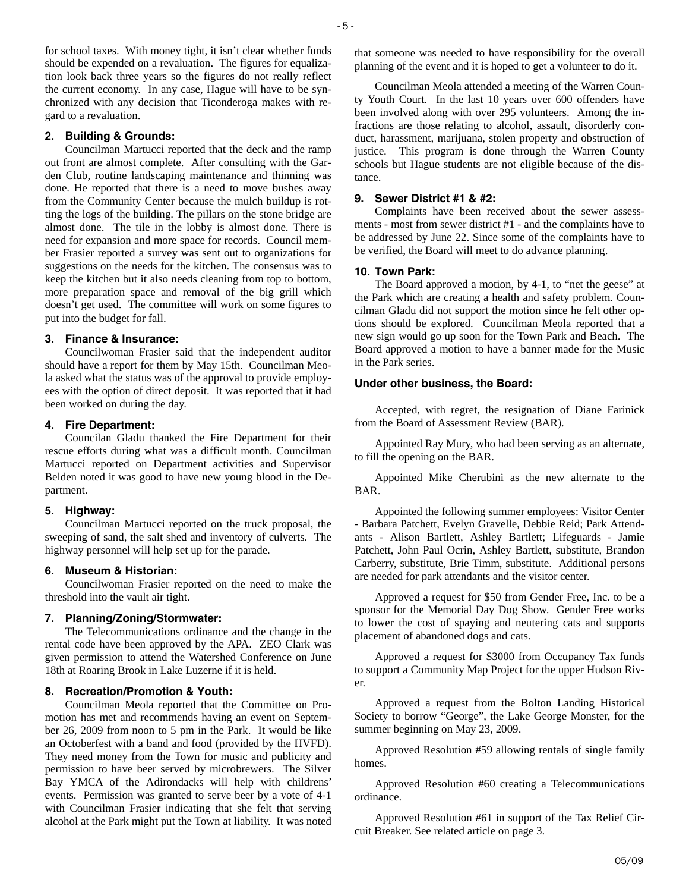for school taxes. With money tight, it isn't clear whether funds should be expended on a revaluation. The figures for equalization look back three years so the figures do not really reflect the current economy. In any case, Hague will have to be synchronized with any decision that Ticonderoga makes with regard to a revaluation.

**2. Building & Grounds:**

Councilman Martucci reported that the deck and the ramp out front are almost complete. After consulting with the Garden Club, routine landscaping maintenance and thinning was done. He reported that there is a need to move bushes away from the Community Center because the mulch buildup is rotting the logs of the building. The pillars on the stone bridge are almost done. The tile in the lobby is almost done. There is need for expansion and more space for records. Council member Frasier reported a survey was sent out to organizations for suggestions on the needs for the kitchen. The consensus was to keep the kitchen but it also needs cleaning from top to bottom, more preparation space and removal of the big grill which doesn't get used. The committee will work on some figures to put into the budget for fall.

**3. Finance & Insurance:**

Councilwoman Frasier said that the independent auditor should have a report for them by May 15th. Councilman Meola asked what the status was of the approval to provide employees with the option of direct deposit. It was reported that it had been worked on during the day.

**4. Fire Department:**

Councilan Gladu thanked the Fire Department for their rescue efforts during what was a difficult month. Councilman Martucci reported on Department activities and Supervisor Belden noted it was good to have new young blood in the Department.

**5. Highway:**

Councilman Martucci reported on the truck proposal, the sweeping of sand, the salt shed and inventory of culverts. The highway personnel will help set up for the parade.

**6. Museum & Historian:**

Councilwoman Frasier reported on the need to make the threshold into the vault air tight.

**7. Planning/Zoning/Stormwater:**

The Telecommunications ordinance and the change in the rental code have been approved by the APA. ZEO Clark was given permission to attend the Watershed Conference on June 18th at Roaring Brook in Lake Luzerne if it is held.

**8. Recreation/Promotion & Youth:**

Councilman Meola reported that the Committee on Promotion has met and recommends having an event on September 26, 2009 from noon to 5 pm in the Park. It would be like an Octoberfest with a band and food (provided by the HVFD). They need money from the Town for music and publicity and permission to have beer served by microbrewers. The Silver Bay YMCA of the Adirondacks will help with childrens' events. Permission was granted to serve beer by a vote of 4-1 with Councilman Frasier indicating that she felt that serving alcohol at the Park might put the Town at liability. It was noted that someone was needed to have responsibility for the overall planning of the event and it is hoped to get a volunteer to do it.

Councilman Meola attended a meeting of the Warren County Youth Court. In the last 10 years over 600 offenders have been involved along with over 295 volunteers. Among the infractions are those relating to alcohol, assault, disorderly conduct, harassment, marijuana, stolen property and obstruction of justice. This program is done through the Warren County schools but Hague students are not eligible because of the distance.

**9. Sewer District #1 & #2:**

Complaints have been received about the sewer assessments - most from sewer district #1 - and the complaints have to be addressed by June 22. Since some of the complaints have to be verified, the Board will meet to do advance planning.

**10. Town Park:**

The Board approved a motion, by 4-1, to "net the geese" at the Park which are creating a health and safety problem. Councilman Gladu did not support the motion since he felt other options should be explored. Councilman Meola reported that a new sign would go up soon for the Town Park and Beach. The Board approved a motion to have a banner made for the Music in the Park series.

**Under other business, the Board:**

Accepted, with regret, the resignation of Diane Farinick from the Board of Assessment Review (BAR).

Appointed Ray Mury, who had been serving as an alternate, to fill the opening on the BAR.

Appointed Mike Cherubini as the new alternate to the BAR.

Appointed the following summer employees: Visitor Center - Barbara Patchett, Evelyn Gravelle, Debbie Reid; Park Attendants - Alison Bartlett, Ashley Bartlett; Lifeguards - Jamie Patchett, John Paul Ocrin, Ashley Bartlett, substitute, Brandon Carberry, substitute, Brie Timm, substitute. Additional persons are needed for park attendants and the visitor center.

Approved a request for $50 from Gender Free, Inc. to be a sponsor for the Memorial Day Dog Show. Gender Free works to lower the cost of spaying and neutering cats and supports placement of abandoned dogs and cats.

Approved a request for $3000 from Occupancy Tax funds to support a Community Map Project for the upper Hudson River.

Approved a request from the Bolton Landing Historical Society to borrow "George", the Lake George Monster, for the summer beginning on May 23, 2009.

Approved Resolution #59 allowing rentals of single family homes.

Approved Resolution #60 creating a Telecommunications ordinance.

Approved Resolution #61 in support of the Tax Relief Circuit Breaker. See related article on page 3.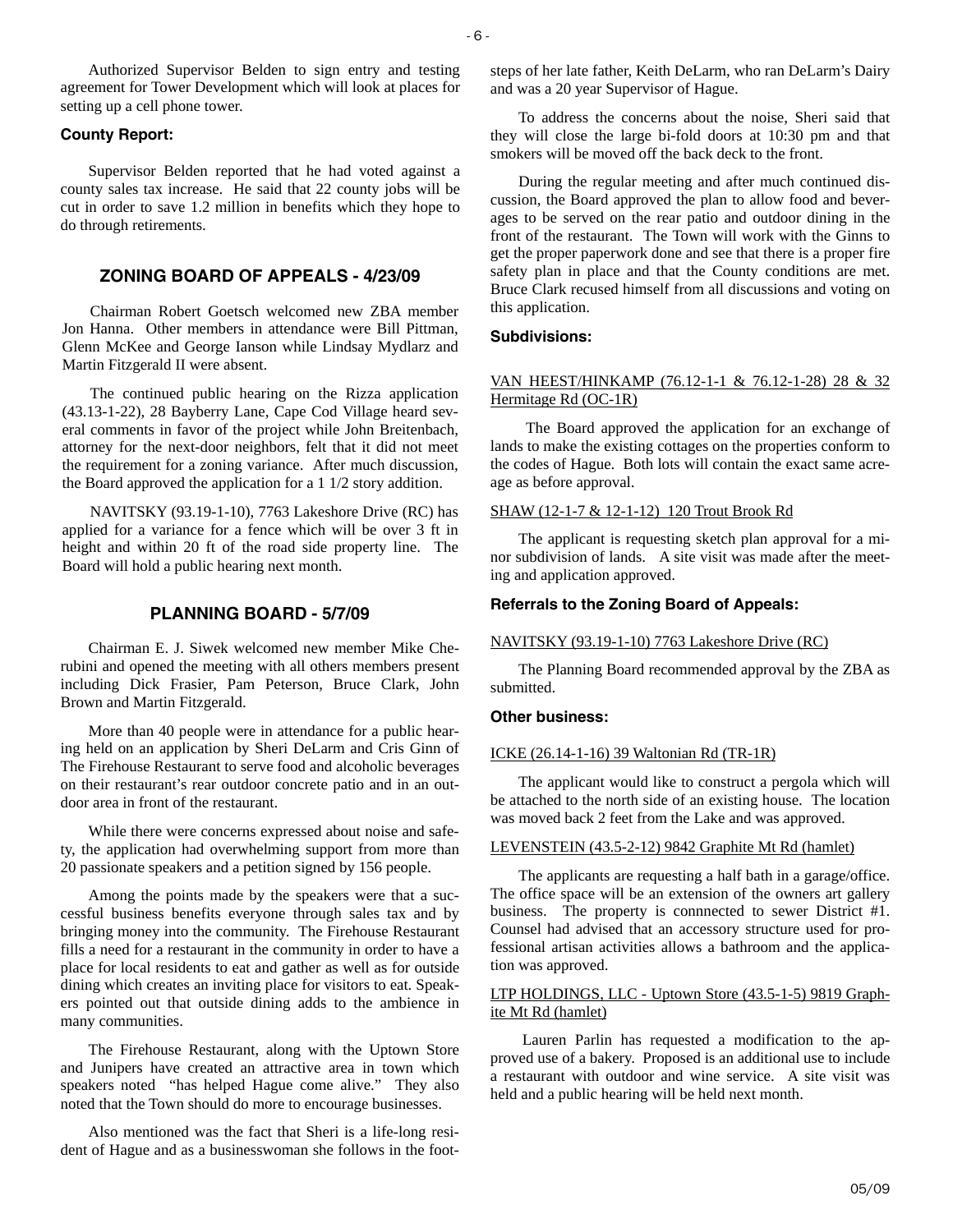Authorized Supervisor Belden to sign entry and testing agreement for Tower Development which will look at places for setting up a cell phone tower.

**County Report:**

Supervisor Belden reported that he had voted against a county sales tax increase. He said that 22 county jobs will be cut in order to save 1.2 million in benefits which they hope to do through retirements.

## ZONING BOARD OF APPEALS - 4/23/09

Chairman Robert Goetsch welcomed new ZBA member Jon Hanna. Other members in attendance were Bill Pittman, Glenn McKee and George Ianson while Lindsay Mydlarz and Martin Fitzgerald II were absent.

The continued public hearing on the Rizza application (43.13-1-22), 28 Bayberry Lane, Cape Cod Village heard several comments in favor of the project while John Breitenbach, attorney for the next-door neighbors, felt that it did not meet the requirement for a zoning variance. After much discussion, the Board approved the application for a 1 1/2 story addition.

NAVITSKY (93.19-1-10), 7763 Lakeshore Drive (RC) has applied for a variance for a fence which will be over 3 ft in height and within 20 ft of the road side property line. The Board will hold a public hearing next month.

## PLANNING BOARD - 5/7/09

Chairman E. J. Siwek welcomed new member Mike Cherubini and opened the meeting with all others members present including Dick Frasier, Pam Peterson, Bruce Clark, John Brown and Martin Fitzgerald.

More than 40 people were in attendance for a public hearing held on an application by Sheri DeLarm and Cris Ginn of The Firehouse Restaurant to serve food and alcoholic beverages on their restaurant's rear outdoor concrete patio and in an outdoor area in front of the restaurant.

While there were concerns expressed about noise and safety, the application had overwhelming support from more than 20 passionate speakers and a petition signed by 156 people.

Among the points made by the speakers were that a successful business benefits everyone through sales tax and by bringing money into the community. The Firehouse Restaurant fills a need for a restaurant in the community in order to have a place for local residents to eat and gather as well as for outside dining which creates an inviting place for visitors to eat. Speakers pointed out that outside dining adds to the ambience in many communities.

The Firehouse Restaurant, along with the Uptown Store and Junipers have created an attractive area in town which speakers noted "has helped Hague come alive." They also noted that the Town should do more to encourage businesses.

Also mentioned was the fact that Sheri is a life-long resident of Hague and as a businesswoman she follows in the footsteps of her late father, Keith DeLarm, who ran DeLarm's Dairy and was a 20 year Supervisor of Hague.

To address the concerns about the noise, Sheri said that they will close the large bi-fold doors at 10:30 pm and that smokers will be moved off the back deck to the front.

During the regular meeting and after much continued discussion, the Board approved the plan to allow food and beverages to be served on the rear patio and outdoor dining in the front of the restaurant. The Town will work with the Ginns to get the proper paperwork done and see that there is a proper fire safety plan in place and that the County conditions are met. Bruce Clark recused himself from all discussions and voting on this application.

**Subdivisions:**

VAN HEEST/HINKAMP (76.12-1-1 & 76.12-1-28) 28 & 32 Hermitage Rd (OC-1R)

The Board approved the application for an exchange of lands to make the existing cottages on the properties conform to the codes of Hague. Both lots will contain the exact same acreage as before approval.

SHAW (12-1-7 & 12-1-12) 120 Trout Brook Rd

The applicant is requesting sketch plan approval for a minor subdivision of lands. A site visit was made after the meeting and application approved.

**Referrals to the Zoning Board of Appeals:**

NAVITSKY (93.19-1-10) 7763 Lakeshore Drive (RC)

The Planning Board recommended approval by the ZBA as submitted.

**Other business:**

ICKE (26.14-1-16) 39 Waltonian Rd (TR-1R)

The applicant would like to construct a pergola which will be attached to the north side of an existing house. The location was moved back 2 feet from the Lake and was approved.

LEVENSTEIN (43.5-2-12) 9842 Graphite Mt Rd (hamlet)

The applicants are requesting a half bath in a garage/office. The office space will be an extension of the owners art gallery business. The property is connnected to sewer District #1. Counsel had advised that an accessory structure used for professional artisan activities allows a bathroom and the application was approved.

LTP HOLDINGS, LLC - Uptown Store (43.5-1-5) 9819 Graphite Mt Rd (hamlet)

Lauren Parlin has requested a modification to the approved use of a bakery. Proposed is an additional use to include a restaurant with outdoor and wine service. A site visit was held and a public hearing will be held next month.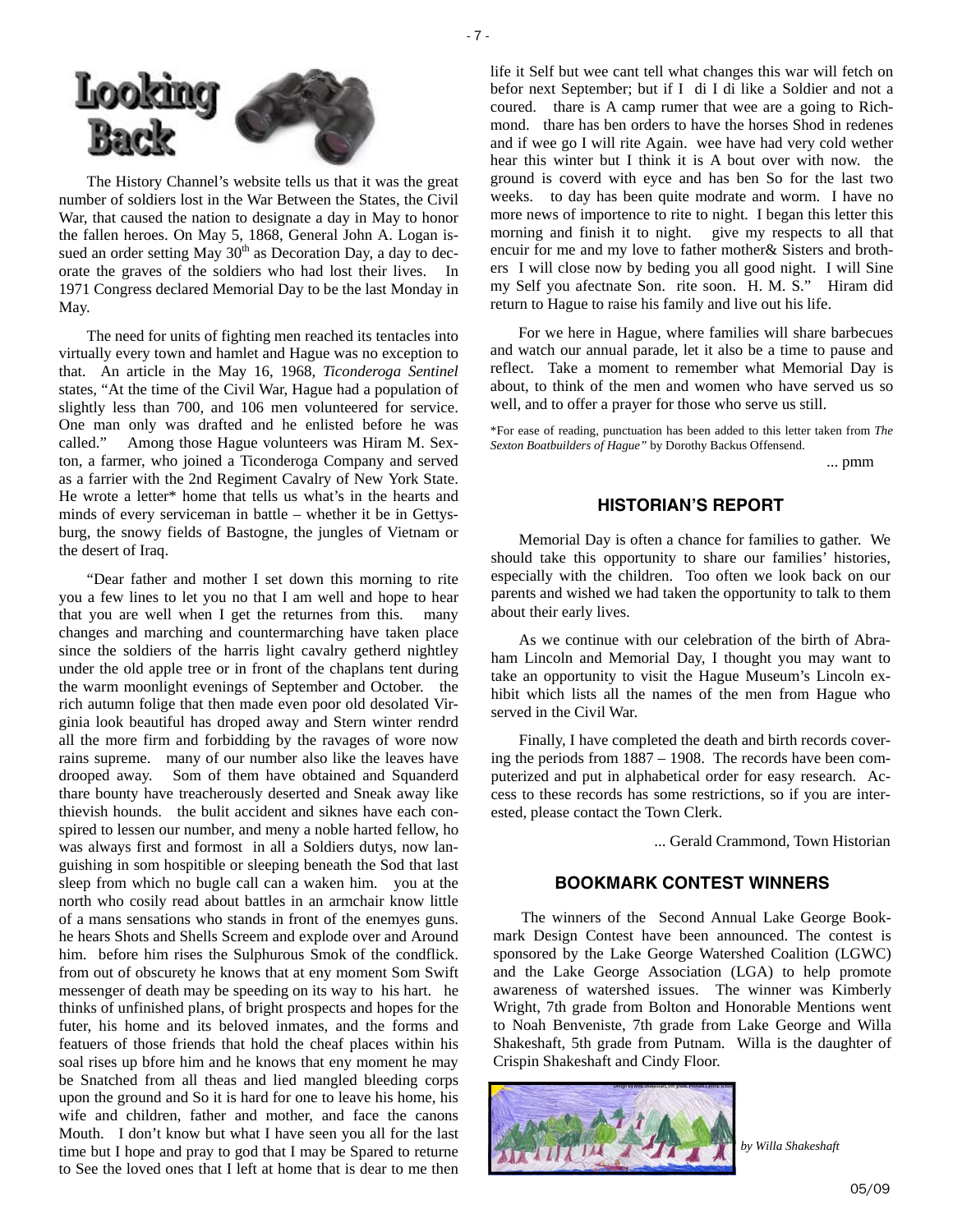# Looking Back

The History Channel's website tells us that it was the great number of soldiers lost in the War Between the States, the Civil War, that caused the nation to designate a day in May to honor the fallen heroes. On May 5, 1868, General John A. Logan issued an order setting May 30th as Decoration Day, a day to decorate the graves of the soldiers who had lost their lives. In 1971 Congress declared Memorial Day to be the last Monday in May.

The need for units of fighting men reached its tentacles into virtually every town and hamlet and Hague was no exception to that. An article in the May 16, 1968, *Ticonderoga Sentinel* states, "At the time of the Civil War, Hague had a population of slightly less than 700, and 106 men volunteered for service. One man only was drafted and he enlisted before he was called." Among those Hague volunteers was Hiram M. Sexton, a farmer, who joined a Ticonderoga Company and served as a farrier with the 2nd Regiment Cavalry of New York State. He wrote a letter* home that tells us what's in the hearts and minds of every serviceman in battle – whether it be in Gettysburg, the snowy fields of Bastogne, the jungles of Vietnam or the desert of Iraq.

"Dear father and mother I set down this morning to rite you a few lines to let you no that I am well and hope to hear that you are well when I get the returnes from this. many changes and marching and countermarching have taken place since the soldiers of the harris light cavalry getherd nightley under the old apple tree or in front of the chaplans tent during the warm moonlight evenings of September and October. the rich autumn folige that then made even poor old desolated Virginia look beautiful has droped away and Stern winter rendrd all the more firm and forbidding by the ravages of wore now rains supreme. many of our number also like the leaves have drooped away. Som of them have obtained and Squanderd thare bounty have treacherously deserted and Sneak away like thievish hounds. the bulit accident and siknes have each conspired to lessen our number, and meny a noble harted fellow, ho was always first and formost in all a Soldiers dutys, now languishing in som hospitible or sleeping beneath the Sod that last sleep from which no bugle call can a waken him. you at the north who cosily read about battles in an armchair know little of a mans sensations who stands in front of the enemyes guns. he hears Shots and Shells Screem and explode over and Around him. before him rises the Sulphurous Smok of the condflick. from out of obscurety he knows that at eny moment Som Swift messenger of death may be speeding on its way to his hart. he thinks of unfinished plans, of bright prospects and hopes for the futer, his home and its beloved inmates, and the forms and featuers of those friends that hold the cheaf places within his soal rises up bfore him and he knows that eny moment he may be Snatched from all theas and lied mangled bleeding corps upon the ground and So it is hard for one to leave his home, his wife and children, father and mother, and face the canons Mouth. I don't know but what I have seen you all for the last time but I hope and pray to god that I may be Spared to returne to See the loved ones that I left at home that is dear to me then life it Self but wee cant tell what changes this war will fetch on befor next September; but if I di I di like a Soldier and not a coured. thare is A camp rumer that wee are a going to Richmond. thare has ben orders to have the horses Shod in redenes and if wee go I will rite Again. wee have had very cold wether hear this winter but I think it is A bout over with now. the ground is coverd with eyce and has ben So for the last two weeks. to day has been quite modrate and worm. I have no more news of importence to rite to night. I began this letter this morning and finish it to night. give my respects to all that encuir for me and my love to father mother& Sisters and brothers I will close now by beding you all good night. I will Sine my Self you afectnate Son. rite soon. H. M. S." Hiram did return to Hague to raise his family and live out his life.

For we here in Hague, where families will share barbecues and watch our annual parade, let it also be a time to pause and reflect. Take a moment to remember what Memorial Day is about, to think of the men and women who have served us so well, and to offer a prayer for those who serve us still.

*For ease of reading, punctuation has been added to this letter taken from *The Sexton Boatbuilders of Hague"* by Dorothy Backus Offensend.

... pmm

## HISTORIAN'S REPORT

Memorial Day is often a chance for families to gather. We should take this opportunity to share our families' histories, especially with the children. Too often we look back on our parents and wished we had taken the opportunity to talk to them about their early lives.

As we continue with our celebration of the birth of Abraham Lincoln and Memorial Day, I thought you may want to take an opportunity to visit the Hague Museum's Lincoln exhibit which lists all the names of the men from Hague who served in the Civil War.

Finally, I have completed the death and birth records covering the periods from 1887 – 1908. The records have been computerized and put in alphabetical order for easy research. Access to these records has some restrictions, so if you are interested, please contact the Town Clerk.

... Gerald Crammond, Town Historian

## BOOKMARK CONTEST WINNERS

The winners of the Second Annual Lake George Bookmark Design Contest have been announced. The contest is sponsored by the Lake George Watershed Coalition (LGWC) and the Lake George Association (LGA) to help promote awareness of watershed issues. The winner was Kimberly Wright, 7th grade from Bolton and Honorable Mentions went to Noah Benveniste, 7th grade from Lake George and Willa Shakeshaft, 5th grade from Putnam. Willa is the daughter of Crispin Shakeshaft and Cindy Floor.

*by Willa Shakeshaft*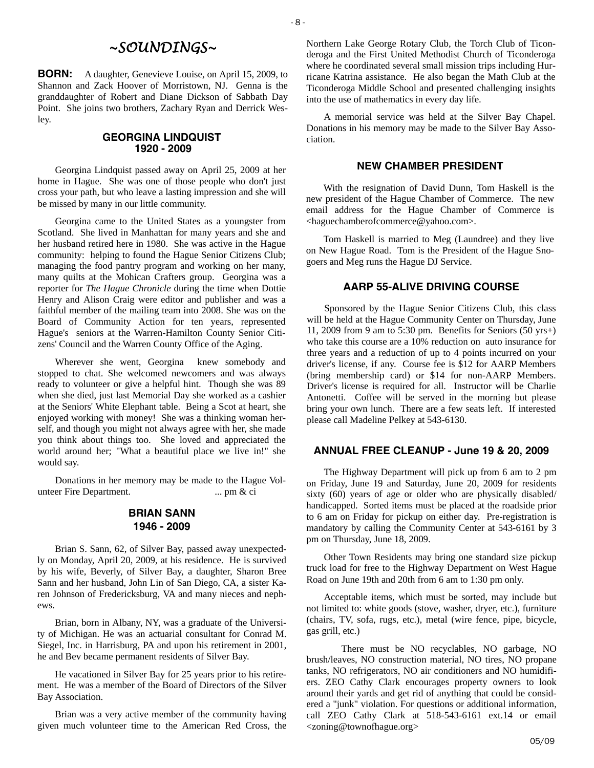# *~SOUNDINGS~*

**BORN:** A daughter, Genevieve Louise, on April 15, 2009, to Shannon and Zack Hoover of Morristown, NJ. Genna is the granddaughter of Robert and Diane Dickson of Sabbath Day Point. She joins two brothers, Zachary Ryan and Derrick Wesley.

## GEORGINA LINDQUIST
## 1920 - 2009

Georgina Lindquist passed away on April 25, 2009 at her home in Hague. She was one of those people who don't just cross your path, but who leave a lasting impression and she will be missed by many in our little community.

Georgina came to the United States as a youngster from Scotland. She lived in Manhattan for many years and she and her husband retired here in 1980. She was active in the Hague community: helping to found the Hague Senior Citizens Club; managing the food pantry program and working on her many, many quilts at the Mohican Crafters group. Georgina was a reporter for *The Hague Chronicle* during the time when Dottie Henry and Alison Craig were editor and publisher and was a faithful member of the mailing team into 2008. She was on the Board of Community Action for ten years, represented Hague's seniors at the Warren-Hamilton County Senior Citizens' Council and the Warren County Office of the Aging.

Wherever she went, Georgina knew somebody and stopped to chat. She welcomed newcomers and was always ready to volunteer or give a helpful hint. Though she was 89 when she died, just last Memorial Day she worked as a cashier at the Seniors' White Elephant table. Being a Scot at heart, she enjoyed working with money! She was a thinking woman herself, and though you might not always agree with her, she made you think about things too. She loved and appreciated the world around her; "What a beautiful place we live in!" she would say.

Donations in her memory may be made to the Hague Volunteer Fire Department. ... pm & ci

## BRIAN SANN
## 1946 - 2009

Brian S. Sann, 62, of Silver Bay, passed away unexpectedly on Monday, April 20, 2009, at his residence. He is survived by his wife, Beverly, of Silver Bay, a daughter, Sharon Bree Sann and her husband, John Lin of San Diego, CA, a sister Karen Johnson of Fredericksburg, VA and many nieces and nephews.

Brian, born in Albany, NY, was a graduate of the University of Michigan. He was an actuarial consultant for Conrad M. Siegel, Inc. in Harrisburg, PA and upon his retirement in 2001, he and Bev became permanent residents of Silver Bay.

He vacationed in Silver Bay for 25 years prior to his retirement. He was a member of the Board of Directors of the Silver Bay Association.

Brian was a very active member of the community having given much volunteer time to the American Red Cross, the Northern Lake George Rotary Club, the Torch Club of Ticonderoga and the First United Methodist Church of Ticonderoga where he coordinated several small mission trips including Hurricane Katrina assistance. He also began the Math Club at the Ticonderoga Middle School and presented challenging insights into the use of mathematics in every day life.

A memorial service was held at the Silver Bay Chapel. Donations in his memory may be made to the Silver Bay Association.

## NEW CHAMBER PRESIDENT

With the resignation of David Dunn, Tom Haskell is the new president of the Hague Chamber of Commerce. The new email address for the Hague Chamber of Commerce is <haguechamberofcommerce@yahoo.com>.

Tom Haskell is married to Meg (Laundree) and they live on New Hague Road. Tom is the President of the Hague Snogoers and Meg runs the Hague DJ Service.

## AARP 55-ALIVE DRIVING COURSE

Sponsored by the Hague Senior Citizens Club, this class will be held at the Hague Community Center on Thursday, June 11, 2009 from 9 am to 5:30 pm. Benefits for Seniors (50 yrs+) who take this course are a 10% reduction on auto insurance for three years and a reduction of up to 4 points incurred on your driver's license, if any. Course fee is $12 for AARP Members (bring membership card) or $14 for non-AARP Members. Driver's license is required for all. Instructor will be Charlie Antonetti. Coffee will be served in the morning but please bring your own lunch. There are a few seats left. If interested please call Madeline Pelkey at 543-6130.

## ANNUAL FREE CLEANUP - June 19 & 20, 2009

The Highway Department will pick up from 6 am to 2 pm on Friday, June 19 and Saturday, June 20, 2009 for residents sixty (60) years of age or older who are physically disabled/ handicapped. Sorted items must be placed at the roadside prior to 6 am on Friday for pickup on either day. Pre-registration is mandatory by calling the Community Center at 543-6161 by 3 pm on Thursday, June 18, 2009.

Other Town Residents may bring one standard size pickup truck load for free to the Highway Department on West Hague Road on June 19th and 20th from 6 am to 1:30 pm only.

Acceptable items, which must be sorted, may include but not limited to: white goods (stove, washer, dryer, etc.), furniture (chairs, TV, sofa, rugs, etc.), metal (wire fence, pipe, bicycle, gas grill, etc.)

There must be NO recyclables, NO garbage, NO brush/leaves, NO construction material, NO tires, NO propane tanks, NO refrigerators, NO air conditioners and NO humidifiers. ZEO Cathy Clark encourages property owners to look around their yards and get rid of anything that could be considered a "junk" violation. For questions or additional information, call ZEO Cathy Clark at 518-543-6161 ext.14 or email <zoning@townofhague.org>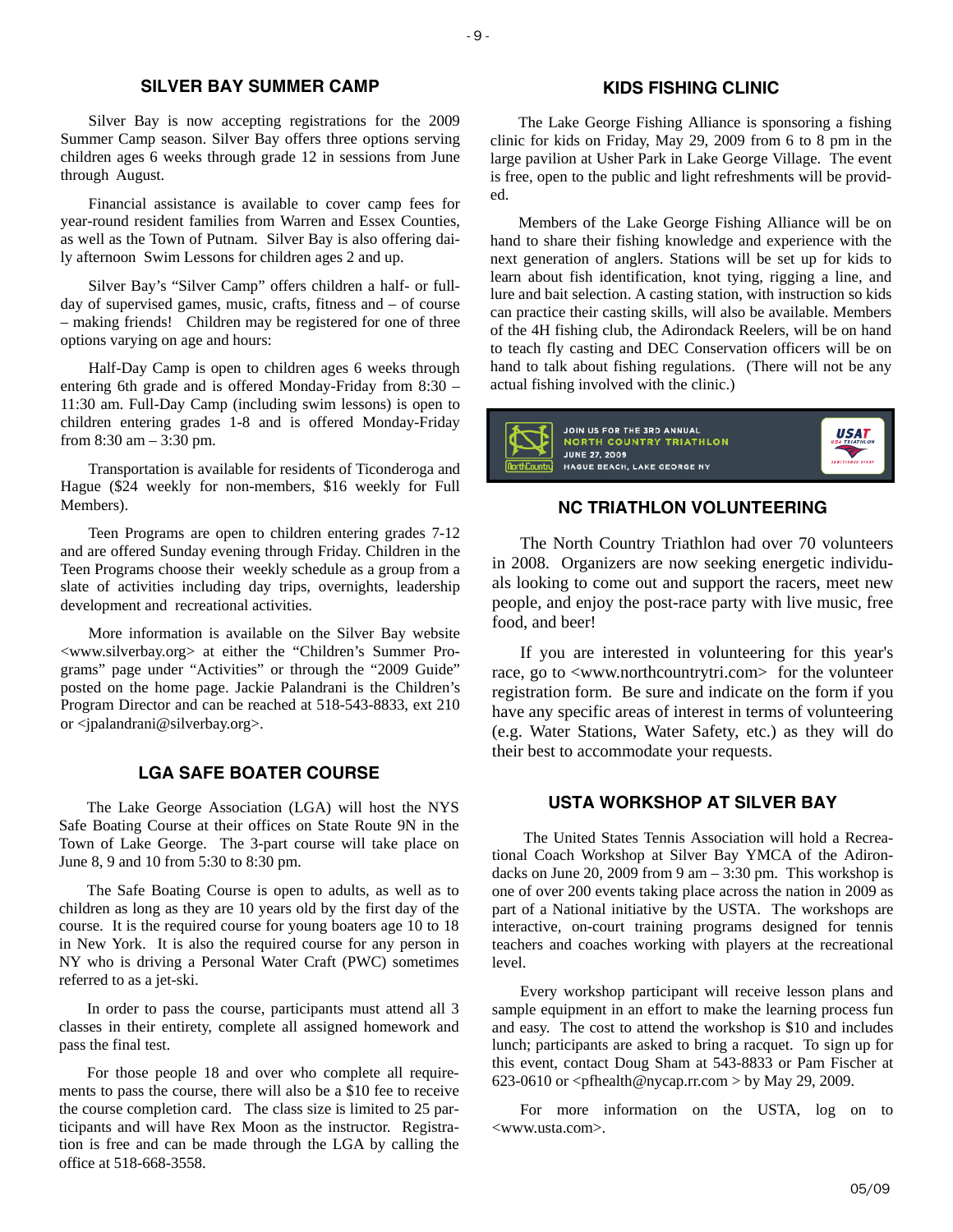## SILVER BAY SUMMER CAMP

Silver Bay is now accepting registrations for the 2009 Summer Camp season. Silver Bay offers three options serving children ages 6 weeks through grade 12 in sessions from June through August.

Financial assistance is available to cover camp fees for year-round resident families from Warren and Essex Counties, as well as the Town of Putnam. Silver Bay is also offering daily afternoon Swim Lessons for children ages 2 and up.

Silver Bay's "Silver Camp" offers children a half- or full-day of supervised games, music, crafts, fitness and – of course – making friends! Children may be registered for one of three options varying on age and hours:

Half-Day Camp is open to children ages 6 weeks through entering 6th grade and is offered Monday-Friday from 8:30 – 11:30 am. Full-Day Camp (including swim lessons) is open to children entering grades 1-8 and is offered Monday-Friday from 8:30 am – 3:30 pm.

Transportation is available for residents of Ticonderoga and Hague ($24 weekly for non-members, $16 weekly for Full Members).

Teen Programs are open to children entering grades 7-12 and are offered Sunday evening through Friday. Children in the Teen Programs choose their weekly schedule as a group from a slate of activities including day trips, overnights, leadership development and recreational activities.

More information is available on the Silver Bay website <www.silverbay.org> at either the "Children's Summer Programs" page under "Activities" or through the "2009 Guide" posted on the home page. Jackie Palandrani is the Children's Program Director and can be reached at 518-543-8833, ext 210 or <jpalandrani@silverbay.org>.

## LGA SAFE BOATER COURSE

The Lake George Association (LGA) will host the NYS Safe Boating Course at their offices on State Route 9N in the Town of Lake George. The 3-part course will take place on June 8, 9 and 10 from 5:30 to 8:30 pm.

The Safe Boating Course is open to adults, as well as to children as long as they are 10 years old by the first day of the course. It is the required course for young boaters age 10 to 18 in New York. It is also the required course for any person in NY who is driving a Personal Water Craft (PWC) sometimes referred to as a jet-ski.

In order to pass the course, participants must attend all 3 classes in their entirety, complete all assigned homework and pass the final test.

For those people 18 and over who complete all requirements to pass the course, there will also be a $10 fee to receive the course completion card. The class size is limited to 25 participants and will have Rex Moon as the instructor. Registration is free and can be made through the LGA by calling the office at 518-668-3558.

## KIDS FISHING CLINIC

The Lake George Fishing Alliance is sponsoring a fishing clinic for kids on Friday, May 29, 2009 from 6 to 8 pm in the large pavilion at Usher Park in Lake George Village. The event is free, open to the public and light refreshments will be provided.

Members of the Lake George Fishing Alliance will be on hand to share their fishing knowledge and experience with the next generation of anglers. Stations will be set up for kids to learn about fish identification, knot tying, rigging a line, and lure and bait selection. A casting station, with instruction so kids can practice their casting skills, will also be available. Members of the 4H fishing club, the Adirondack Reelers, will be on hand to teach fly casting and DEC Conservation officers will be on hand to talk about fishing regulations. (There will not be any actual fishing involved with the clinic.)

JOIN US FOR THE 3RD ANNUAL NORTH COUNTRY TRIATHLON
JUNE 27, 2009
HAGUE BEACH, LAKE GEORGE NY

## NC TRIATHLON VOLUNTEERING

The North Country Triathlon had over 70 volunteers in 2008. Organizers are now seeking energetic individuals looking to come out and support the racers, meet new people, and enjoy the post-race party with live music, free food, and beer!

If you are interested in volunteering for this year's race, go to <www.northcountrytri.com> for the volunteer registration form. Be sure and indicate on the form if you have any specific areas of interest in terms of volunteering (e.g. Water Stations, Water Safety, etc.) as they will do their best to accommodate your requests.

## USTA WORKSHOP AT SILVER BAY

The United States Tennis Association will hold a Recreational Coach Workshop at Silver Bay YMCA of the Adirondacks on June 20, 2009 from 9 am – 3:30 pm. This workshop is one of over 200 events taking place across the nation in 2009 as part of a National initiative by the USTA. The workshops are interactive, on-court training programs designed for tennis teachers and coaches working with players at the recreational level.

Every workshop participant will receive lesson plans and sample equipment in an effort to make the learning process fun and easy. The cost to attend the workshop is $10 and includes lunch; participants are asked to bring a racquet. To sign up for this event, contact Doug Sham at 543-8833 or Pam Fischer at 623-0610 or <pfhealth@nycap.rr.com > by May 29, 2009.

For more information on the USTA, log on to <www.usta.com>.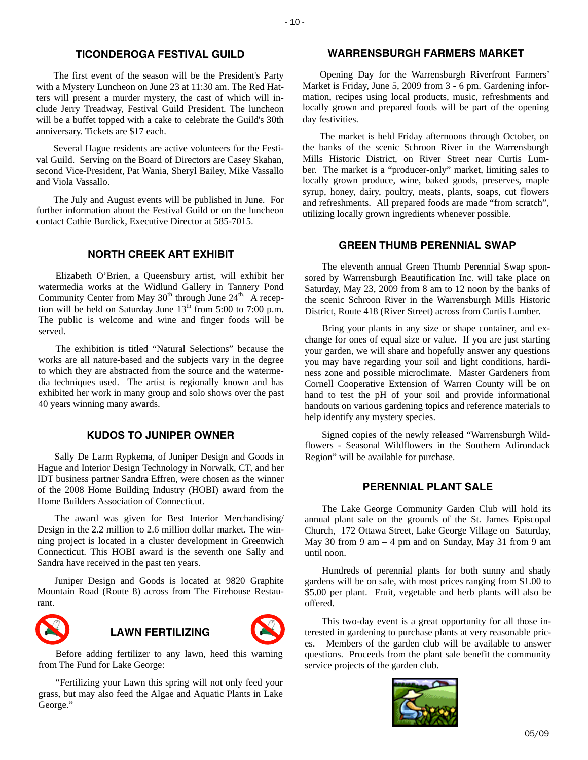## TICONDEROGA FESTIVAL GUILD

The first event of the season will be the President's Party with a Mystery Luncheon on June 23 at 11:30 am. The Red Hatters will present a murder mystery, the cast of which will include Jerry Treadway, Festival Guild President. The luncheon will be a buffet topped with a cake to celebrate the Guild's 30th anniversary. Tickets are $17 each.

Several Hague residents are active volunteers for the Festival Guild. Serving on the Board of Directors are Casey Skahan, second Vice-President, Pat Wania, Sheryl Bailey, Mike Vassallo and Viola Vassallo.

The July and August events will be published in June. For further information about the Festival Guild or on the luncheon contact Cathie Burdick, Executive Director at 585-7015.

## NORTH CREEK ART EXHIBIT

Elizabeth O'Brien, a Queensbury artist, will exhibit her watermedia works at the Widlund Gallery in Tannery Pond Community Center from May 30th through June 24th. A reception will be held on Saturday June 13th from 5:00 to 7:00 p.m. The public is welcome and wine and finger foods will be served.

The exhibition is titled "Natural Selections" because the works are all nature-based and the subjects vary in the degree to which they are abstracted from the source and the watermedia techniques used. The artist is regionally known and has exhibited her work in many group and solo shows over the past 40 years winning many awards.

## KUDOS TO JUNIPER OWNER

Sally De Larm Rypkema, of Juniper Design and Goods in Hague and Interior Design Technology in Norwalk, CT, and her IDT business partner Sandra Effren, were chosen as the winner of the 2008 Home Building Industry (HOBI) award from the Home Builders Association of Connecticut.

The award was given for Best Interior Merchandising/Design in the 2.2 million to 2.6 million dollar market. The winning project is located in a cluster development in Greenwich Connecticut. This HOBI award is the seventh one Sally and Sandra have received in the past ten years.

Juniper Design and Goods is located at 9820 Graphite Mountain Road (Route 8) across from The Firehouse Restaurant.

## LAWN FERTILIZING

Before adding fertilizer to any lawn, heed this warning from The Fund for Lake George:

"Fertilizing your Lawn this spring will not only feed your grass, but may also feed the Algae and Aquatic Plants in Lake George."

## WARRENSBURGH FARMERS MARKET

Opening Day for the Warrensburgh Riverfront Farmers' Market is Friday, June 5, 2009 from 3 - 6 pm. Gardening information, recipes using local products, music, refreshments and locally grown and prepared foods will be part of the opening day festivities.

The market is held Friday afternoons through October, on the banks of the scenic Schroon River in the Warrensburgh Mills Historic District, on River Street near Curtis Lumber. The market is a "producer-only" market, limiting sales to locally grown produce, wine, baked goods, preserves, maple syrup, honey, dairy, poultry, meats, plants, soaps, cut flowers and refreshments. All prepared foods are made "from scratch", utilizing locally grown ingredients whenever possible.

## GREEN THUMB PERENNIAL SWAP

The eleventh annual Green Thumb Perennial Swap sponsored by Warrensburgh Beautification Inc. will take place on Saturday, May 23, 2009 from 8 am to 12 noon by the banks of the scenic Schroon River in the Warrensburgh Mills Historic District, Route 418 (River Street) across from Curtis Lumber.

Bring your plants in any size or shape container, and exchange for ones of equal size or value. If you are just starting your garden, we will share and hopefully answer any questions you may have regarding your soil and light conditions, hardiness zone and possible microclimate. Master Gardeners from Cornell Cooperative Extension of Warren County will be on hand to test the pH of your soil and provide informational handouts on various gardening topics and reference materials to help identify any mystery species.

Signed copies of the newly released "Warrensburgh Wildflowers - Seasonal Wildflowers in the Southern Adirondack Region" will be available for purchase.

## PERENNIAL PLANT SALE

The Lake George Community Garden Club will hold its annual plant sale on the grounds of the St. James Episcopal Church, 172 Ottawa Street, Lake George Village on Saturday, May 30 from 9 am – 4 pm and on Sunday, May 31 from 9 am until noon.

Hundreds of perennial plants for both sunny and shady gardens will be on sale, with most prices ranging from $1.00 to $5.00 per plant. Fruit, vegetable and herb plants will also be offered.

This two-day event is a great opportunity for all those interested in gardening to purchase plants at very reasonable prices. Members of the garden club will be available to answer questions. Proceeds from the plant sale benefit the community service projects of the garden club.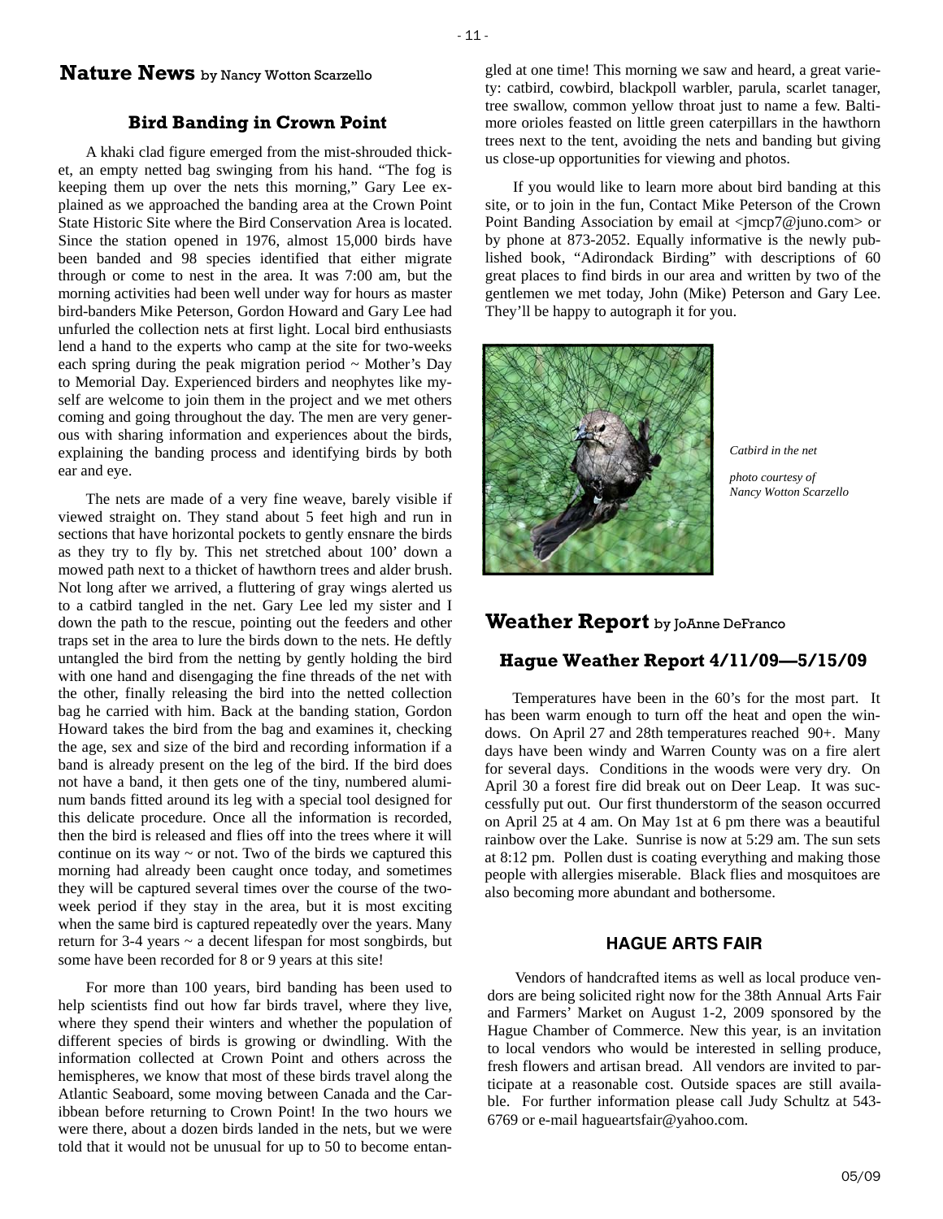## Nature News by Nancy Wotton Scarzello

### Bird Banding in Crown Point

A khaki clad figure emerged from the mist-shrouded thicket, an empty netted bag swinging from his hand. "The fog is keeping them up over the nets this morning," Gary Lee explained as we approached the banding area at the Crown Point State Historic Site where the Bird Conservation Area is located. Since the station opened in 1976, almost 15,000 birds have been banded and 98 species identified that either migrate through or come to nest in the area. It was 7:00 am, but the morning activities had been well under way for hours as master bird-banders Mike Peterson, Gordon Howard and Gary Lee had unfurled the collection nets at first light. Local bird enthusiasts lend a hand to the experts who camp at the site for two-weeks each spring during the peak migration period ~ Mother's Day to Memorial Day. Experienced birders and neophytes like myself are welcome to join them in the project and we met others coming and going throughout the day. The men are very generous with sharing information and experiences about the birds, explaining the banding process and identifying birds by both ear and eye.

The nets are made of a very fine weave, barely visible if viewed straight on. They stand about 5 feet high and run in sections that have horizontal pockets to gently ensnare the birds as they try to fly by. This net stretched about 100' down a mowed path next to a thicket of hawthorn trees and alder brush. Not long after we arrived, a fluttering of gray wings alerted us to a catbird tangled in the net. Gary Lee led my sister and I down the path to the rescue, pointing out the feeders and other traps set in the area to lure the birds down to the nets. He deftly untangled the bird from the netting by gently holding the bird with one hand and disengaging the fine threads of the net with the other, finally releasing the bird into the netted collection bag he carried with him. Back at the banding station, Gordon Howard takes the bird from the bag and examines it, checking the age, sex and size of the bird and recording information if a band is already present on the leg of the bird. If the bird does not have a band, it then gets one of the tiny, numbered aluminum bands fitted around its leg with a special tool designed for this delicate procedure. Once all the information is recorded, then the bird is released and flies off into the trees where it will continue on its way ~ or not. Two of the birds we captured this morning had already been caught once today, and sometimes they will be captured several times over the course of the two-week period if they stay in the area, but it is most exciting when the same bird is captured repeatedly over the years. Many return for 3-4 years ~ a decent lifespan for most songbirds, but some have been recorded for 8 or 9 years at this site!

For more than 100 years, bird banding has been used to help scientists find out how far birds travel, where they live, where they spend their winters and whether the population of different species of birds is growing or dwindling. With the information collected at Crown Point and others across the hemispheres, we know that most of these birds travel along the Atlantic Seaboard, some moving between Canada and the Caribbean before returning to Crown Point! In the two hours we were there, about a dozen birds landed in the nets, but we were told that it would not be unusual for up to 50 to become entangled at one time! This morning we saw and heard, a great variety: catbird, cowbird, blackpoll warbler, parula, scarlet tanager, tree swallow, common yellow throat just to name a few. Baltimore orioles feasted on little green caterpillars in the hawthorn trees next to the tent, avoiding the nets and banding but giving us close-up opportunities for viewing and photos.

If you would like to learn more about bird banding at this site, or to join in the fun, Contact Mike Peterson of the Crown Point Banding Association by email at <jmcp7@juno.com> or by phone at 873-2052. Equally informative is the newly published book, "Adirondack Birding" with descriptions of 60 great places to find birds in our area and written by two of the gentlemen we met today, John (Mike) Peterson and Gary Lee. They'll be happy to autograph it for you.

*Catbird in the net*

*photo courtesy of Nancy Wotton Scarzello*

## Weather Report by JoAnne DeFranco

### Hague Weather Report 4/11/09—5/15/09

Temperatures have been in the 60's for the most part. It has been warm enough to turn off the heat and open the windows. On April 27 and 28th temperatures reached 90+. Many days have been windy and Warren County was on a fire alert for several days. Conditions in the woods were very dry. On April 30 a forest fire did break out on Deer Leap. It was successfully put out. Our first thunderstorm of the season occurred on April 25 at 4 am. On May 1st at 6 pm there was a beautiful rainbow over the Lake. Sunrise is now at 5:29 am. The sun sets at 8:12 pm. Pollen dust is coating everything and making those people with allergies miserable. Black flies and mosquitoes are also becoming more abundant and bothersome.

### HAGUE ARTS FAIR

Vendors of handcrafted items as well as local produce vendors are being solicited right now for the 38th Annual Arts Fair and Farmers' Market on August 1-2, 2009 sponsored by the Hague Chamber of Commerce. New this year, is an invitation to local vendors who would be interested in selling produce, fresh flowers and artisan bread. All vendors are invited to participate at a reasonable cost. Outside spaces are still available. For further information please call Judy Schultz at 543-6769 or e-mail hagueartsfair@yahoo.com.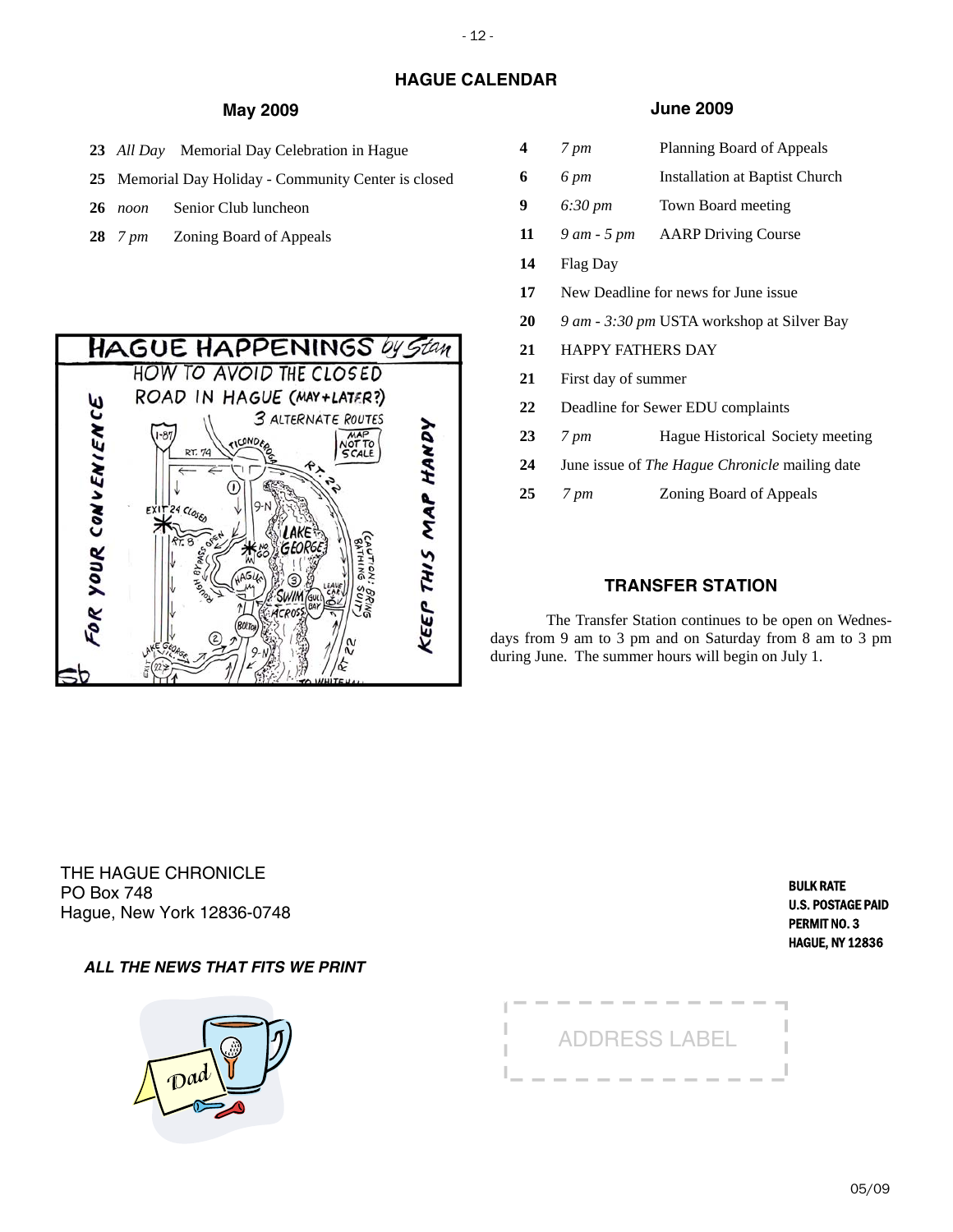## HAGUE CALENDAR

### May 2009

| | | |
|---|---|---|
| **23** | *All Day* | Memorial Day Celebration in Hague |
| **25** | | Memorial Day Holiday - Community Center is closed |
| **26** | *noon* | Senior Club luncheon |
| **28** | *7 pm* | Zoning Board of Appeals |

### June 2009

| | | |
|---|---|---|
| **4** | *7 pm* | Planning Board of Appeals |
| **6** | *6 pm* | Installation at Baptist Church |
| **9** | *6:30 pm* | Town Board meeting |
| **11** | *9 am - 5 pm* | AARP Driving Course |
| **14** | | Flag Day |
| **17** | | New Deadline for news for June issue |
| **20** | *9 am - 3:30 pm* | USTA workshop at Silver Bay |
| **21** | | HAPPY FATHERS DAY |
| **21** | | First day of summer |
| **22** | | Deadline for Sewer EDU complaints |
| **23** | *7 pm* | Hague Historical Society meeting |
| **24** | | June issue of *The Hague Chronicle* mailing date |
| **25** | *7 pm* | Zoning Board of Appeals |

### TRANSFER STATION

The Transfer Station continues to be open on Wednesdays from 9 am to 3 pm and on Saturday from 8 am to 3 pm during June. The summer hours will begin on July 1.

THE HAGUE CHRONICLE
PO Box 748
Hague, New York 12836-0748

***ALL THE NEWS THAT FITS WE PRINT***

BULK RATE
U.S. POSTAGE PAID
PERMIT NO. 3
HAGUE, NY 12836

ADDRESS LABEL

05/09